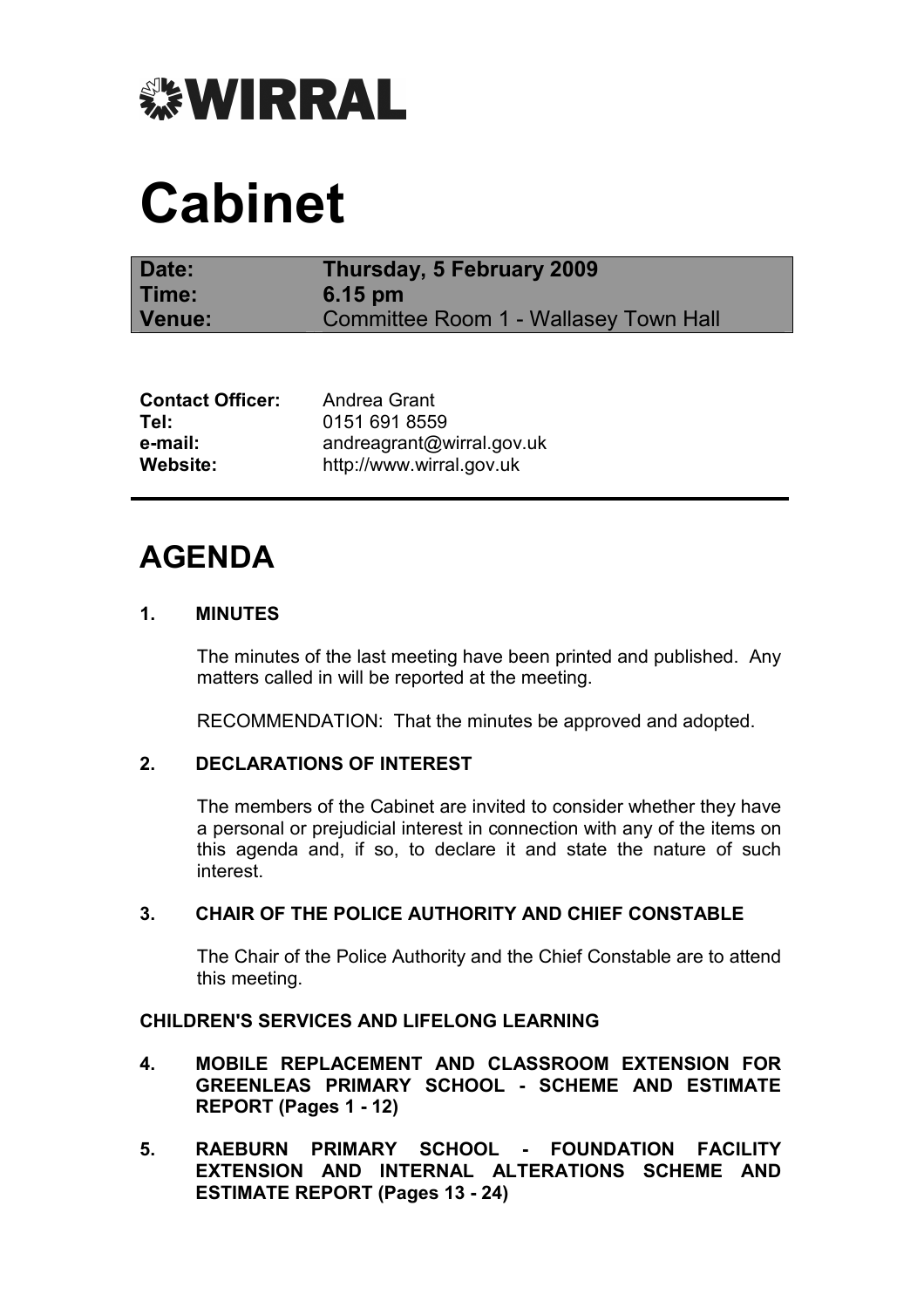**WIRRAL**

# Cabinet

| | |
|---|---|
| **Date:** | **Thursday, 5 February 2009** |
| **Time:** | **6.15 pm** |
| **Venue:** | Committee Room 1 - Wallasey Town Hall |

| | |
|---|---|
| **Contact Officer:** | Andrea Grant |
| **Tel:** | 0151 691 8559 |
| **e-mail:** | andreagrant@wirral.gov.uk |
| **Website:** | http://www.wirral.gov.uk |

## AGENDA

**1. MINUTES**

The minutes of the last meeting have been printed and published. Any matters called in will be reported at the meeting.

RECOMMENDATION: That the minutes be approved and adopted.

**2. DECLARATIONS OF INTEREST**

The members of the Cabinet are invited to consider whether they have a personal or prejudicial interest in connection with any of the items on this agenda and, if so, to declare it and state the nature of such interest.

**3. CHAIR OF THE POLICE AUTHORITY AND CHIEF CONSTABLE**

The Chair of the Police Authority and the Chief Constable are to attend this meeting.

**CHILDREN'S SERVICES AND LIFELONG LEARNING**

**4. MOBILE REPLACEMENT AND CLASSROOM EXTENSION FOR GREENLEAS PRIMARY SCHOOL - SCHEME AND ESTIMATE REPORT (Pages 1 - 12)**

**5. RAEBURN PRIMARY SCHOOL - FOUNDATION FACILITY EXTENSION AND INTERNAL ALTERATIONS SCHEME AND ESTIMATE REPORT (Pages 13 - 24)**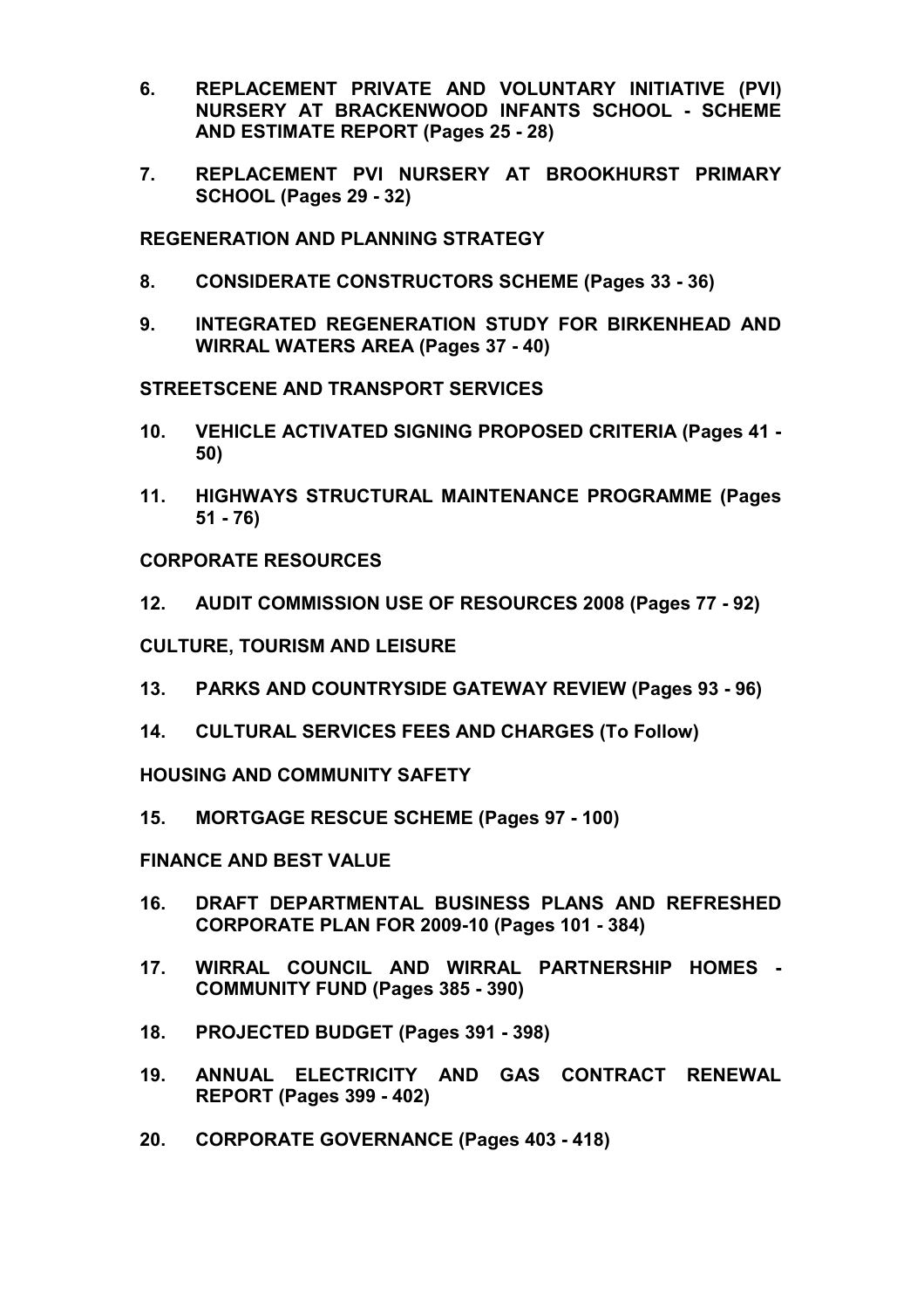6. **REPLACEMENT PRIVATE AND VOLUNTARY INITIATIVE (PVI) NURSERY AT BRACKENWOOD INFANTS SCHOOL - SCHEME AND ESTIMATE REPORT (Pages 25 - 28)**

7. **REPLACEMENT PVI NURSERY AT BROOKHURST PRIMARY SCHOOL (Pages 29 - 32)**

**REGENERATION AND PLANNING STRATEGY**

8. **CONSIDERATE CONSTRUCTORS SCHEME (Pages 33 - 36)**

9. **INTEGRATED REGENERATION STUDY FOR BIRKENHEAD AND WIRRAL WATERS AREA (Pages 37 - 40)**

**STREETSCENE AND TRANSPORT SERVICES**

10. **VEHICLE ACTIVATED SIGNING PROPOSED CRITERIA (Pages 41 - 50)**

11. **HIGHWAYS STRUCTURAL MAINTENANCE PROGRAMME (Pages 51 - 76)**

**CORPORATE RESOURCES**

12. **AUDIT COMMISSION USE OF RESOURCES 2008 (Pages 77 - 92)**

**CULTURE, TOURISM AND LEISURE**

13. **PARKS AND COUNTRYSIDE GATEWAY REVIEW (Pages 93 - 96)**

14. **CULTURAL SERVICES FEES AND CHARGES (To Follow)**

**HOUSING AND COMMUNITY SAFETY**

15. **MORTGAGE RESCUE SCHEME (Pages 97 - 100)**

**FINANCE AND BEST VALUE**

16. **DRAFT DEPARTMENTAL BUSINESS PLANS AND REFRESHED CORPORATE PLAN FOR 2009-10 (Pages 101 - 384)**

17. **WIRRAL COUNCIL AND WIRRAL PARTNERSHIP HOMES - COMMUNITY FUND (Pages 385 - 390)**

18. **PROJECTED BUDGET (Pages 391 - 398)**

19. **ANNUAL ELECTRICITY AND GAS CONTRACT RENEWAL REPORT (Pages 399 - 402)**

20. **CORPORATE GOVERNANCE (Pages 403 - 418)**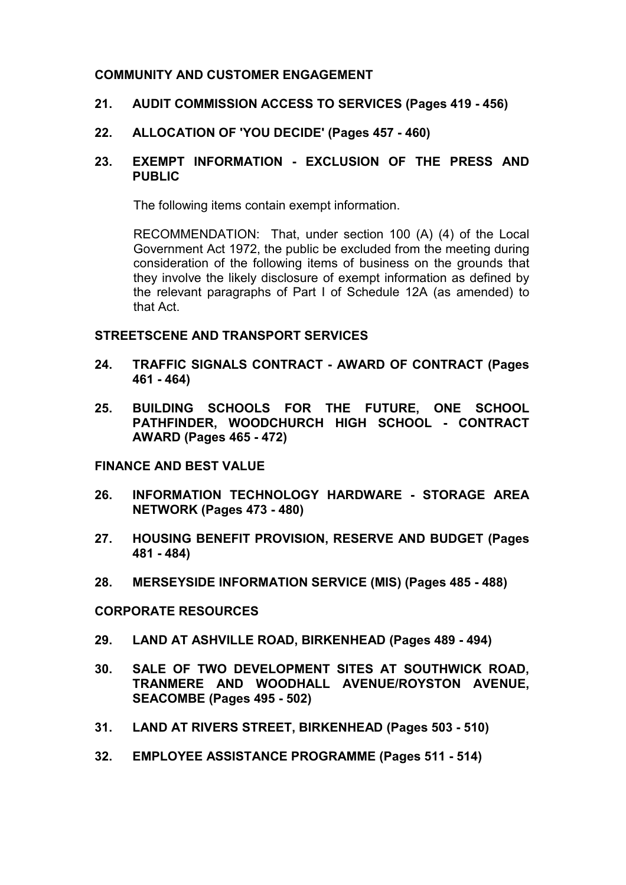**COMMUNITY AND CUSTOMER ENGAGEMENT**

**21. AUDIT COMMISSION ACCESS TO SERVICES (Pages 419 - 456)**

**22. ALLOCATION OF 'YOU DECIDE' (Pages 457 - 460)**

**23. EXEMPT INFORMATION - EXCLUSION OF THE PRESS AND PUBLIC**

The following items contain exempt information.

RECOMMENDATION: That, under section 100 (A) (4) of the Local Government Act 1972, the public be excluded from the meeting during consideration of the following items of business on the grounds that they involve the likely disclosure of exempt information as defined by the relevant paragraphs of Part I of Schedule 12A (as amended) to that Act.

**STREETSCENE AND TRANSPORT SERVICES**

**24. TRAFFIC SIGNALS CONTRACT - AWARD OF CONTRACT (Pages 461 - 464)**

**25. BUILDING SCHOOLS FOR THE FUTURE, ONE SCHOOL PATHFINDER, WOODCHURCH HIGH SCHOOL - CONTRACT AWARD (Pages 465 - 472)**

**FINANCE AND BEST VALUE**

**26. INFORMATION TECHNOLOGY HARDWARE - STORAGE AREA NETWORK (Pages 473 - 480)**

**27. HOUSING BENEFIT PROVISION, RESERVE AND BUDGET (Pages 481 - 484)**

**28. MERSEYSIDE INFORMATION SERVICE (MIS) (Pages 485 - 488)**

**CORPORATE RESOURCES**

**29. LAND AT ASHVILLE ROAD, BIRKENHEAD (Pages 489 - 494)**

**30. SALE OF TWO DEVELOPMENT SITES AT SOUTHWICK ROAD, TRANMERE AND WOODHALL AVENUE/ROYSTON AVENUE, SEACOMBE (Pages 495 - 502)**

**31. LAND AT RIVERS STREET, BIRKENHEAD (Pages 503 - 510)**

**32. EMPLOYEE ASSISTANCE PROGRAMME (Pages 511 - 514)**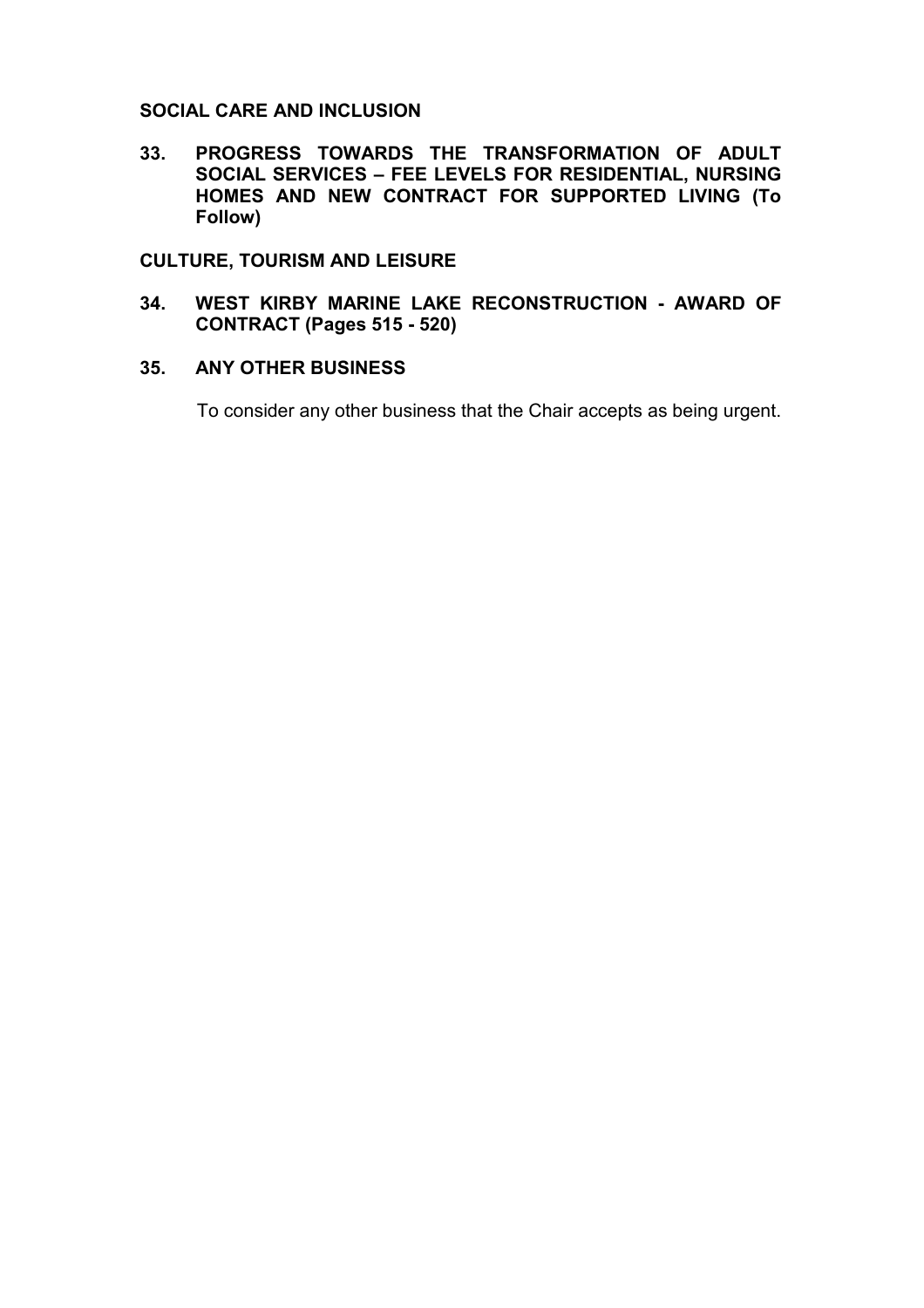## SOCIAL CARE AND INCLUSION

**33. PROGRESS TOWARDS THE TRANSFORMATION OF ADULT SOCIAL SERVICES – FEE LEVELS FOR RESIDENTIAL, NURSING HOMES AND NEW CONTRACT FOR SUPPORTED LIVING (To Follow)**

## CULTURE, TOURISM AND LEISURE

**34. WEST KIRBY MARINE LAKE RECONSTRUCTION - AWARD OF CONTRACT (Pages 515 - 520)**

**35. ANY OTHER BUSINESS**

To consider any other business that the Chair accepts as being urgent.